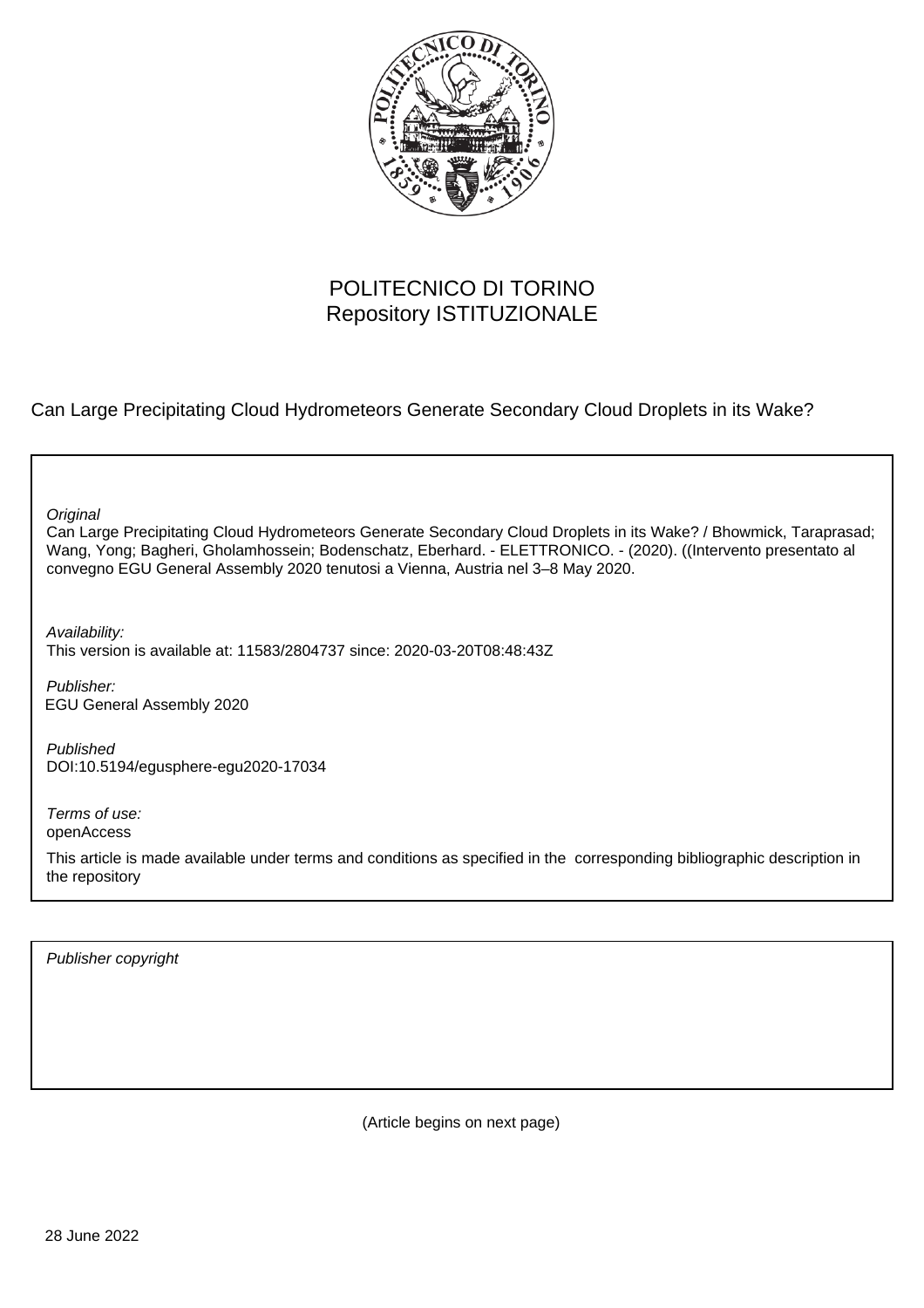POLITECNICO DI TORINO
Repository ISTITUZIONALE

Can Large Precipitating Cloud Hydrometeors Generate Secondary Cloud Droplets in its Wake?

*Original*
Can Large Precipitating Cloud Hydrometeors Generate Secondary Cloud Droplets in its Wake? / Bhowmick, Taraprasad; Wang, Yong; Bagheri, Gholamhossein; Bodenschatz, Eberhard. - ELETTRONICO. - (2020). ((Intervento presentato al convegno EGU General Assembly 2020 tenutosi a Vienna, Austria nel 3–8 May 2020.

*Availability:*
This version is available at: 11583/2804737 since: 2020-03-20T08:48:43Z

*Publisher:*
EGU General Assembly 2020

*Published*
DOI:10.5194/egusphere-egu2020-17034

*Terms of use:*
openAccess

This article is made available under terms and conditions as specified in the corresponding bibliographic description in the repository

*Publisher copyright*

(Article begins on next page)

28 June 2022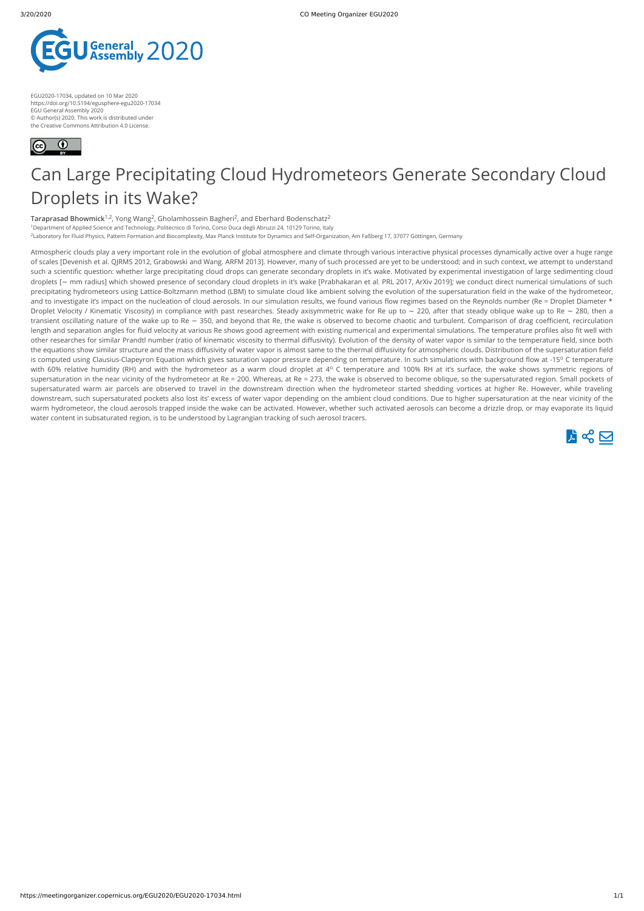EGU2020-17034, updated on 10 Mar 2020
https://doi.org/10.5194/egusphere-egu2020-17034
EGU General Assembly 2020
© Author(s) 2020. This work is distributed under
the Creative Commons Attribution 4.0 License.

# Can Large Precipitating Cloud Hydrometeors Generate Secondary Cloud Droplets in its Wake?

**Taraprasad Bhowmick**[1,2], Yong Wang[2], Gholamhossein Bagheri[2], and Eberhard Bodenschatz[2]

[1]Department of Applied Science and Technology, Politecnico di Torino, Corso Duca degli Abruzzi 24, 10129 Torino, Italy

[2]Laboratory for Fluid Physics, Pattern Formation and Biocomplexity, Max Planck Institute for Dynamics and Self-Organization, Am Faßberg 17, 37077 Göttingen, Germany

Atmospheric clouds play a very important role in the evolution of global atmosphere and climate through various interactive physical processes dynamically active over a huge range of scales [Devenish et al. QJRMS 2012, Grabowski and Wang. ARFM 2013]. However, many of such processed are yet to be understood; and in such context, we attempt to understand such a scientific question: whether large precipitating cloud drops can generate secondary droplets in it's wake. Motivated by experimental investigation of large sedimenting cloud droplets [~ mm radius] which showed presence of secondary cloud droplets in it's wake [Prabhakaran et al. PRL 2017, ArXiv 2019]; we conduct direct numerical simulations of such precipitating hydrometeors using Lattice-Boltzmann method (LBM) to simulate cloud like ambient solving the evolution of the supersaturation field in the wake of the hydrometeor, and to investigate it's impact on the nucleation of cloud aerosols. In our simulation results, we found various flow regimes based on the Reynolds number (Re = Droplet Diameter * Droplet Velocity / Kinematic Viscosity) in compliance with past researches. Steady axisymmetric wake for Re up to ~ 220, after that steady oblique wake up to Re ~ 280, then a transient oscillating nature of the wake up to Re ~ 350, and beyond that Re, the wake is observed to become chaotic and turbulent. Comparison of drag coefficient, recirculation length and separation angles for fluid velocity at various Re shows good agreement with existing numerical and experimental simulations. The temperature profiles also fit well with other researches for similar Prandtl number (ratio of kinematic viscosity to thermal diffusivity). Evolution of the density of water vapor is similar to the temperature field, since both the equations show similar structure and the mass diffusivity of water vapor is almost same to the thermal diffusivity for atmospheric clouds. Distribution of the supersaturation field is computed using Clausius-Clapeyron Equation which gives saturation vapor pressure depending on temperature. In such simulations with background flow at -15$^{o}$ C temperature with 60% relative humidity (RH) and with the hydrometeor as a warm cloud droplet at 4$^{o}$ C temperature and 100% RH at it's surface, the wake shows symmetric regions of supersaturation in the near vicinity of the hydrometeor at Re = 200. Whereas, at Re = 273, the wake is observed to become oblique, so the supersaturated region. Small pockets of supersaturated warm air parcels are observed to travel in the downstream direction when the hydrometeor started shedding vortices at higher Re. However, while traveling downstream, such supersaturated pockets also lost its' excess of water vapor depending on the ambient cloud conditions. Due to higher supersaturation at the near vicinity of the warm hydrometeor, the cloud aerosols trapped inside the wake can be activated. However, whether such activated aerosols can become a drizzle drop, or may evaporate its liquid water content in subsaturated region, is to be understood by Lagrangian tracking of such aerosol tracers.